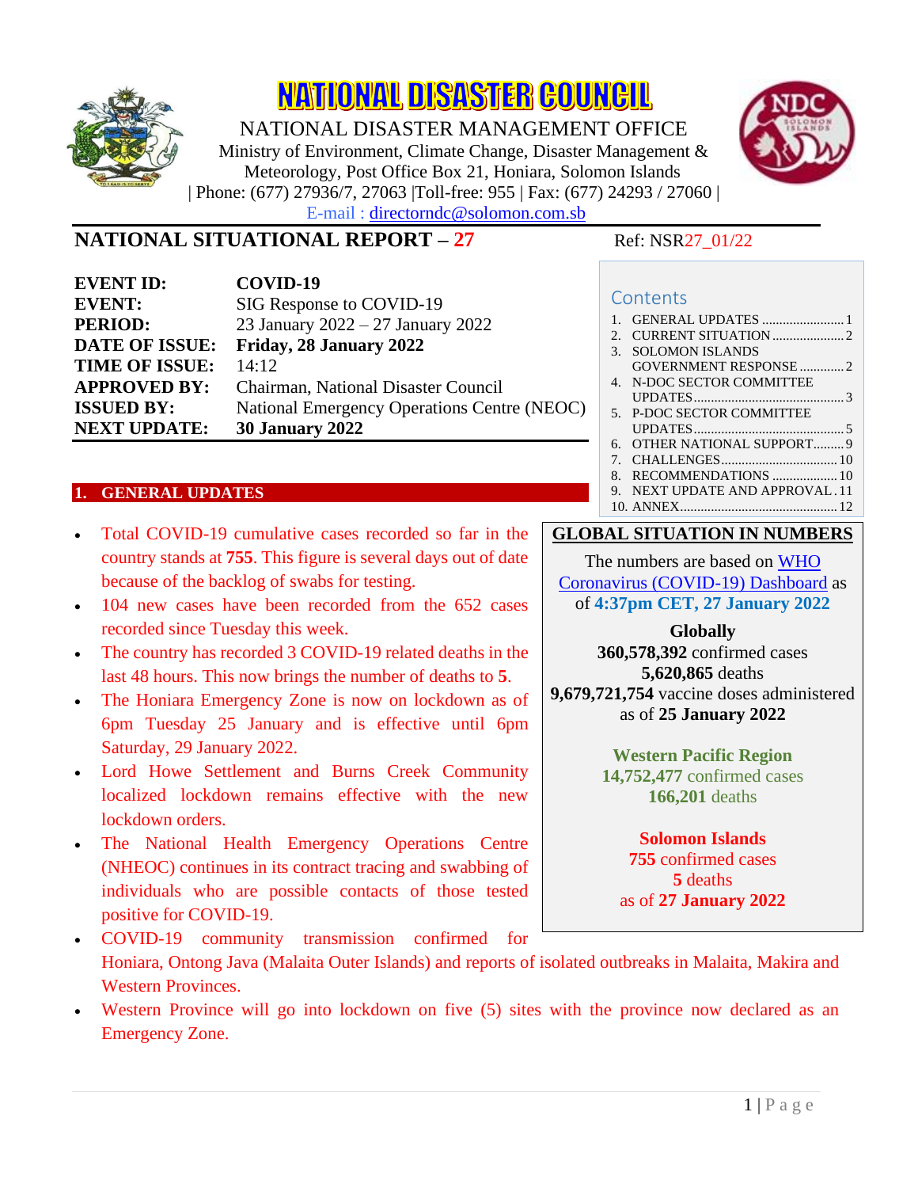# NATIONAL DISASTER COUNCIL

NATIONAL DISASTER MANAGEMENT OFFICE

Ministry of Environment, Climate Change, Disaster Management & Meteorology, Post Office Box 21, Honiara, Solomon Islands

| Phone: (677) 27936/7, 27063 |Toll-free: 955 | Fax: (677) 24293 / 27060 |

E-mail : directorndc@solomon.com.sb

## NATIONAL SITUATIONAL REPORT – 27

Ref: NSR27_01/22

| | |
|---|---|
| **EVENT ID:** | **COVID-19** |
| **EVENT:** | SIG Response to COVID-19 |
| **PERIOD:** | 23 January 2022 – 27 January 2022 |
| **DATE OF ISSUE:** | **Friday, 28 January 2022** |
| **TIME OF ISSUE:** | 14:12 |
| **APPROVED BY:** | Chairman, National Disaster Council |
| **ISSUED BY:** | National Emergency Operations Centre (NEOC) |
| **NEXT UPDATE:** | **30 January 2022** |

**Contents**

1. GENERAL UPDATES .......... 1
2. CURRENT SITUATION .......... 2
3. SOLOMON ISLANDS GOVERNMENT RESPONSE .......... 2
4. N-DOC SECTOR COMMITTEE UPDATES .......... 3
5. P-DOC SECTOR COMMITTEE UPDATES .......... 5
6. OTHER NATIONAL SUPPORT .......... 9
7. CHALLENGES .......... 10
8. RECOMMENDATIONS .......... 10
9. NEXT UPDATE AND APPROVAL .......... 11
10. ANNEX .......... 12

## 1. GENERAL UPDATES

- Total COVID-19 cumulative cases recorded so far in the country stands at **755**. This figure is several days out of date because of the backlog of swabs for testing.
- 104 new cases have been recorded from the 652 cases recorded since Tuesday this week.
- The country has recorded 3 COVID-19 related deaths in the last 48 hours. This now brings the number of deaths to **5**.
- The Honiara Emergency Zone is now on lockdown as of 6pm Tuesday 25 January and is effective until 6pm Saturday, 29 January 2022.
- Lord Howe Settlement and Burns Creek Community localized lockdown remains effective with the new lockdown orders.
- The National Health Emergency Operations Centre (NHEOC) continues in its contract tracing and swabbing of individuals who are possible contacts of those tested positive for COVID-19.
- COVID-19 community transmission confirmed for Honiara, Ontong Java (Malaita Outer Islands) and reports of isolated outbreaks in Malaita, Makira and Western Provinces.
- Western Province will go into lockdown on five (5) sites with the province now declared as an Emergency Zone.

**GLOBAL SITUATION IN NUMBERS**

The numbers are based on WHO Coronavirus (COVID-19) Dashboard as of **4:37pm CET, 27 January 2022**

**Globally**
**360,578,392** confirmed cases
**5,620,865** deaths
**9,679,721,754** vaccine doses administered as of **25 January 2022**

**Western Pacific Region**
**14,752,477** confirmed cases
**166,201** deaths

**Solomon Islands**
**755** confirmed cases
**5** deaths
as of **27 January 2022**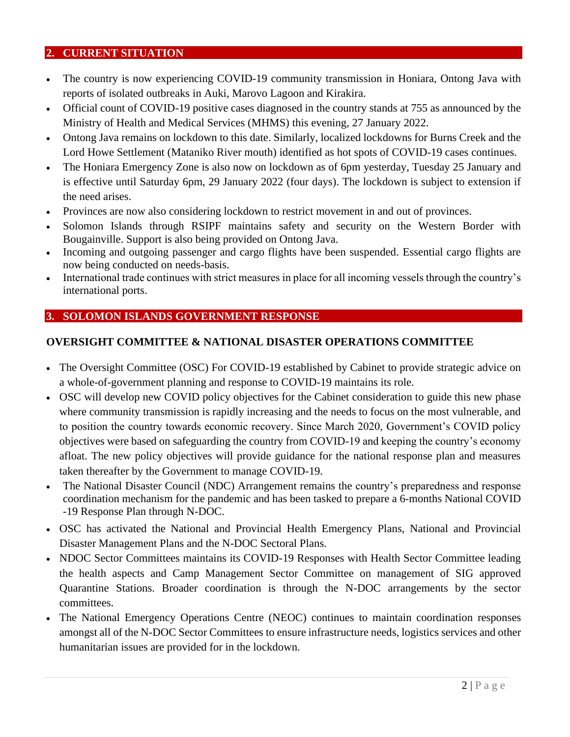## 2. CURRENT SITUATION

- The country is now experiencing COVID-19 community transmission in Honiara, Ontong Java with reports of isolated outbreaks in Auki, Marovo Lagoon and Kirakira.
- Official count of COVID-19 positive cases diagnosed in the country stands at 755 as announced by the Ministry of Health and Medical Services (MHMS) this evening, 27 January 2022.
- Ontong Java remains on lockdown to this date. Similarly, localized lockdowns for Burns Creek and the Lord Howe Settlement (Mataniko River mouth) identified as hot spots of COVID-19 cases continues.
- The Honiara Emergency Zone is also now on lockdown as of 6pm yesterday, Tuesday 25 January and is effective until Saturday 6pm, 29 January 2022 (four days). The lockdown is subject to extension if the need arises.
- Provinces are now also considering lockdown to restrict movement in and out of provinces.
- Solomon Islands through RSIPF maintains safety and security on the Western Border with Bougainville. Support is also being provided on Ontong Java.
- Incoming and outgoing passenger and cargo flights have been suspended. Essential cargo flights are now being conducted on needs-basis.
- International trade continues with strict measures in place for all incoming vessels through the country's international ports.

## 3. SOLOMON ISLANDS GOVERNMENT RESPONSE

### OVERSIGHT COMMITTEE & NATIONAL DISASTER OPERATIONS COMMITTEE

- The Oversight Committee (OSC) For COVID-19 established by Cabinet to provide strategic advice on a whole-of-government planning and response to COVID-19 maintains its role.
- OSC will develop new COVID policy objectives for the Cabinet consideration to guide this new phase where community transmission is rapidly increasing and the needs to focus on the most vulnerable, and to position the country towards economic recovery. Since March 2020, Government's COVID policy objectives were based on safeguarding the country from COVID-19 and keeping the country's economy afloat. The new policy objectives will provide guidance for the national response plan and measures taken thereafter by the Government to manage COVID-19.
- The National Disaster Council (NDC) Arrangement remains the country's preparedness and response coordination mechanism for the pandemic and has been tasked to prepare a 6-months National COVID -19 Response Plan through N-DOC.
- OSC has activated the National and Provincial Health Emergency Plans, National and Provincial Disaster Management Plans and the N-DOC Sectoral Plans.
- NDOC Sector Committees maintains its COVID-19 Responses with Health Sector Committee leading the health aspects and Camp Management Sector Committee on management of SIG approved Quarantine Stations. Broader coordination is through the N-DOC arrangements by the sector committees.
- The National Emergency Operations Centre (NEOC) continues to maintain coordination responses amongst all of the N-DOC Sector Committees to ensure infrastructure needs, logistics services and other humanitarian issues are provided for in the lockdown.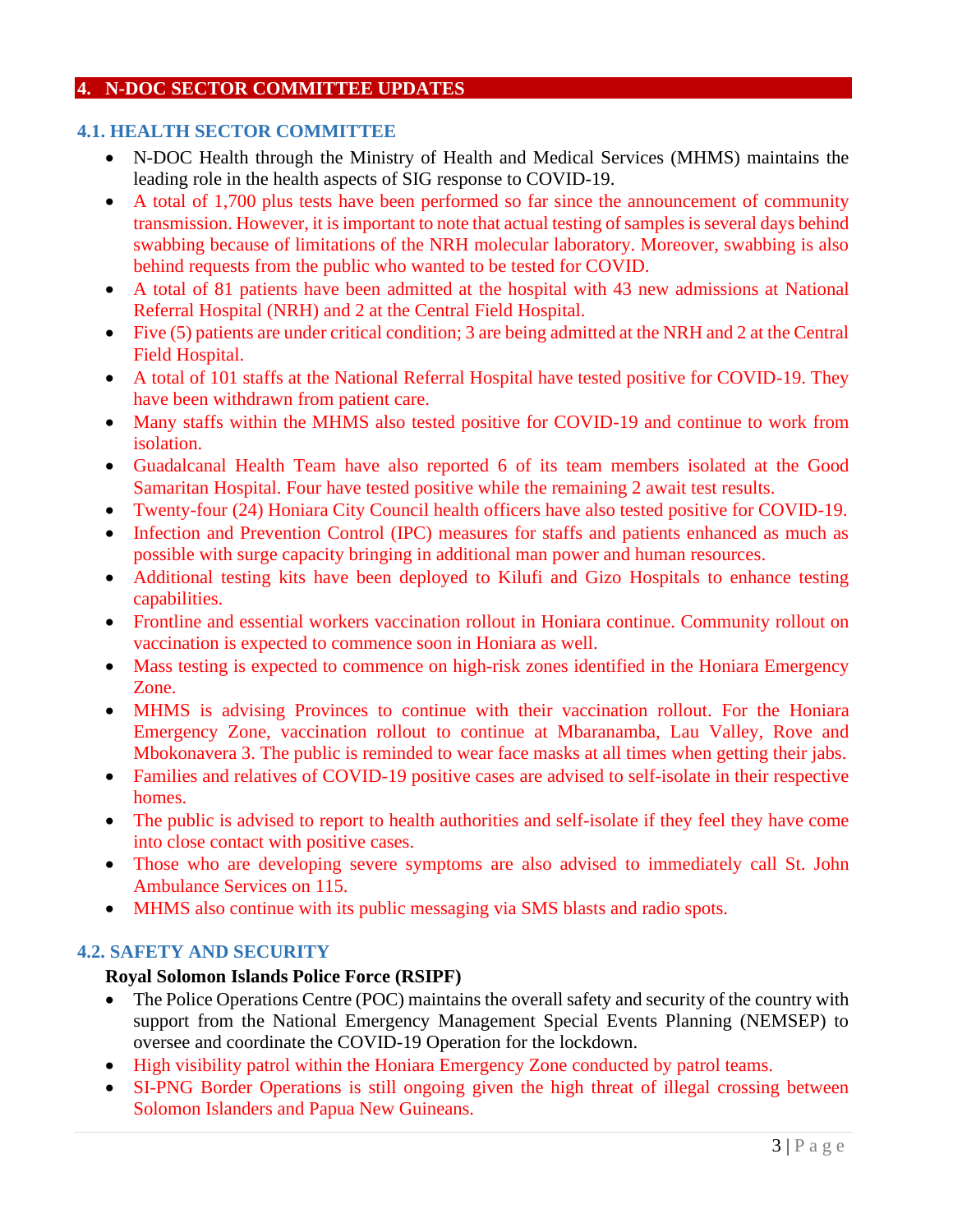## 4. N-DOC SECTOR COMMITTEE UPDATES

### 4.1. HEALTH SECTOR COMMITTEE

- N-DOC Health through the Ministry of Health and Medical Services (MHMS) maintains the leading role in the health aspects of SIG response to COVID-19.
- A total of 1,700 plus tests have been performed so far since the announcement of community transmission. However, it is important to note that actual testing of samples is several days behind swabbing because of limitations of the NRH molecular laboratory. Moreover, swabbing is also behind requests from the public who wanted to be tested for COVID.
- A total of 81 patients have been admitted at the hospital with 43 new admissions at National Referral Hospital (NRH) and 2 at the Central Field Hospital.
- Five (5) patients are under critical condition; 3 are being admitted at the NRH and 2 at the Central Field Hospital.
- A total of 101 staffs at the National Referral Hospital have tested positive for COVID-19. They have been withdrawn from patient care.
- Many staffs within the MHMS also tested positive for COVID-19 and continue to work from isolation.
- Guadalcanal Health Team have also reported 6 of its team members isolated at the Good Samaritan Hospital. Four have tested positive while the remaining 2 await test results.
- Twenty-four (24) Honiara City Council health officers have also tested positive for COVID-19.
- Infection and Prevention Control (IPC) measures for staffs and patients enhanced as much as possible with surge capacity bringing in additional man power and human resources.
- Additional testing kits have been deployed to Kilufi and Gizo Hospitals to enhance testing capabilities.
- Frontline and essential workers vaccination rollout in Honiara continue. Community rollout on vaccination is expected to commence soon in Honiara as well.
- Mass testing is expected to commence on high-risk zones identified in the Honiara Emergency Zone.
- MHMS is advising Provinces to continue with their vaccination rollout. For the Honiara Emergency Zone, vaccination rollout to continue at Mbaranamba, Lau Valley, Rove and Mbokonavera 3. The public is reminded to wear face masks at all times when getting their jabs.
- Families and relatives of COVID-19 positive cases are advised to self-isolate in their respective homes.
- The public is advised to report to health authorities and self-isolate if they feel they have come into close contact with positive cases.
- Those who are developing severe symptoms are also advised to immediately call St. John Ambulance Services on 115.
- MHMS also continue with its public messaging via SMS blasts and radio spots.

### 4.2. SAFETY AND SECURITY

**Royal Solomon Islands Police Force (RSIPF)**

- The Police Operations Centre (POC) maintains the overall safety and security of the country with support from the National Emergency Management Special Events Planning (NEMSEP) to oversee and coordinate the COVID-19 Operation for the lockdown.
- High visibility patrol within the Honiara Emergency Zone conducted by patrol teams.
- SI-PNG Border Operations is still ongoing given the high threat of illegal crossing between Solomon Islanders and Papua New Guineans.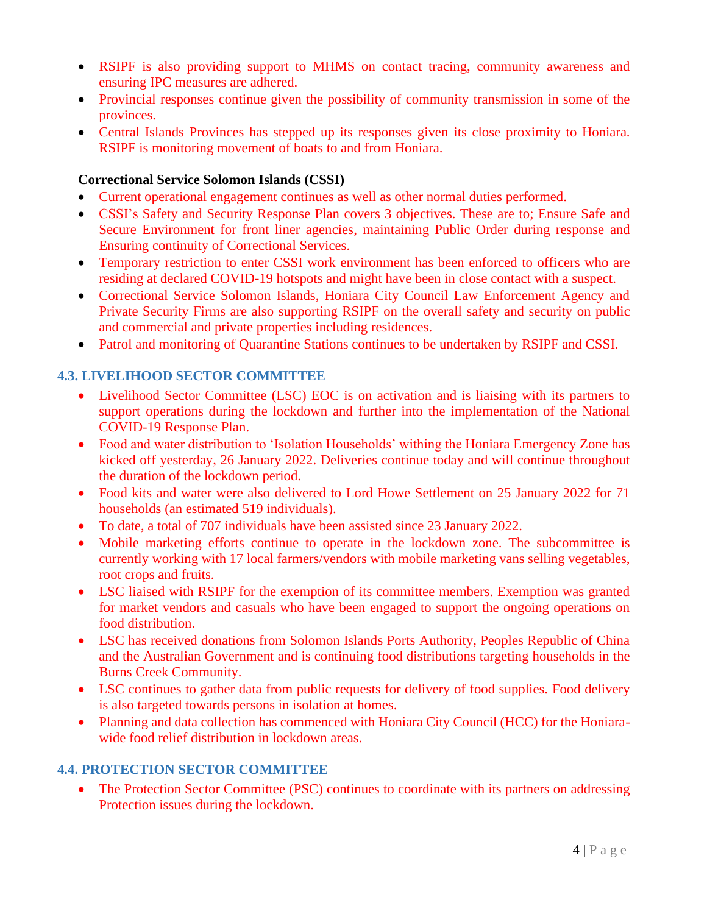- RSIPF is also providing support to MHMS on contact tracing, community awareness and ensuring IPC measures are adhered.
- Provincial responses continue given the possibility of community transmission in some of the provinces.
- Central Islands Provinces has stepped up its responses given its close proximity to Honiara. RSIPF is monitoring movement of boats to and from Honiara.

**Correctional Service Solomon Islands (CSSI)**

- Current operational engagement continues as well as other normal duties performed.
- CSSI's Safety and Security Response Plan covers 3 objectives. These are to; Ensure Safe and Secure Environment for front liner agencies, maintaining Public Order during response and Ensuring continuity of Correctional Services.
- Temporary restriction to enter CSSI work environment has been enforced to officers who are residing at declared COVID-19 hotspots and might have been in close contact with a suspect.
- Correctional Service Solomon Islands, Honiara City Council Law Enforcement Agency and Private Security Firms are also supporting RSIPF on the overall safety and security on public and commercial and private properties including residences.
- Patrol and monitoring of Quarantine Stations continues to be undertaken by RSIPF and CSSI.

### 4.3. LIVELIHOOD SECTOR COMMITTEE

- Livelihood Sector Committee (LSC) EOC is on activation and is liaising with its partners to support operations during the lockdown and further into the implementation of the National COVID-19 Response Plan.
- Food and water distribution to 'Isolation Households' withing the Honiara Emergency Zone has kicked off yesterday, 26 January 2022. Deliveries continue today and will continue throughout the duration of the lockdown period.
- Food kits and water were also delivered to Lord Howe Settlement on 25 January 2022 for 71 households (an estimated 519 individuals).
- To date, a total of 707 individuals have been assisted since 23 January 2022.
- Mobile marketing efforts continue to operate in the lockdown zone. The subcommittee is currently working with 17 local farmers/vendors with mobile marketing vans selling vegetables, root crops and fruits.
- LSC liaised with RSIPF for the exemption of its committee members. Exemption was granted for market vendors and casuals who have been engaged to support the ongoing operations on food distribution.
- LSC has received donations from Solomon Islands Ports Authority, Peoples Republic of China and the Australian Government and is continuing food distributions targeting households in the Burns Creek Community.
- LSC continues to gather data from public requests for delivery of food supplies. Food delivery is also targeted towards persons in isolation at homes.
- Planning and data collection has commenced with Honiara City Council (HCC) for the Honiara-wide food relief distribution in lockdown areas.

### 4.4. PROTECTION SECTOR COMMITTEE

- The Protection Sector Committee (PSC) continues to coordinate with its partners on addressing Protection issues during the lockdown.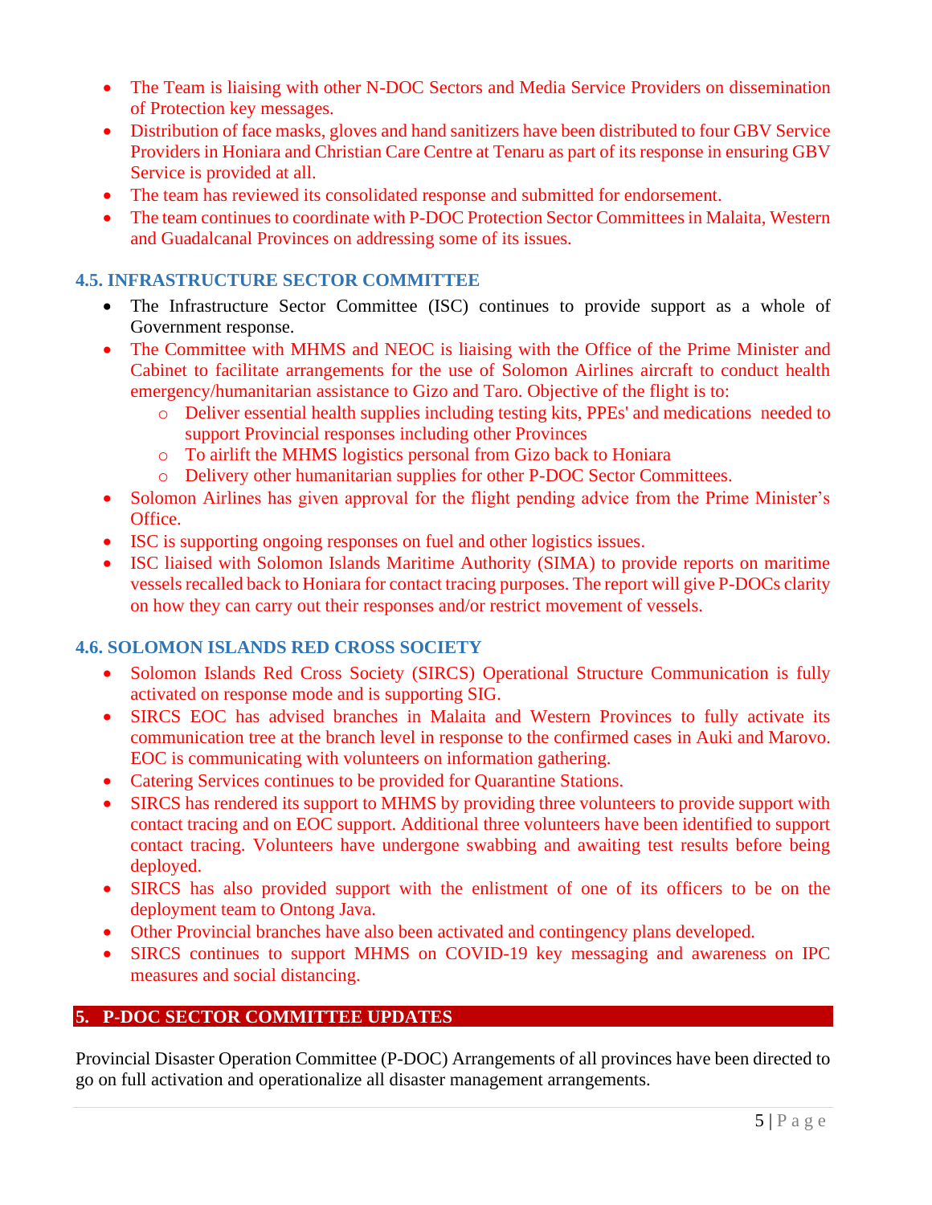- The Team is liaising with other N-DOC Sectors and Media Service Providers on dissemination of Protection key messages.
- Distribution of face masks, gloves and hand sanitizers have been distributed to four GBV Service Providers in Honiara and Christian Care Centre at Tenaru as part of its response in ensuring GBV Service is provided at all.
- The team has reviewed its consolidated response and submitted for endorsement.
- The team continues to coordinate with P-DOC Protection Sector Committees in Malaita, Western and Guadalcanal Provinces on addressing some of its issues.

### 4.5. INFRASTRUCTURE SECTOR COMMITTEE

- The Infrastructure Sector Committee (ISC) continues to provide support as a whole of Government response.
- The Committee with MHMS and NEOC is liaising with the Office of the Prime Minister and Cabinet to facilitate arrangements for the use of Solomon Airlines aircraft to conduct health emergency/humanitarian assistance to Gizo and Taro. Objective of the flight is to:
    - Deliver essential health supplies including testing kits, PPEs' and medications needed to support Provincial responses including other Provinces
    - To airlift the MHMS logistics personal from Gizo back to Honiara
    - Delivery other humanitarian supplies for other P-DOC Sector Committees.
- Solomon Airlines has given approval for the flight pending advice from the Prime Minister's Office.
- ISC is supporting ongoing responses on fuel and other logistics issues.
- ISC liaised with Solomon Islands Maritime Authority (SIMA) to provide reports on maritime vessels recalled back to Honiara for contact tracing purposes. The report will give P-DOCs clarity on how they can carry out their responses and/or restrict movement of vessels.

### 4.6. SOLOMON ISLANDS RED CROSS SOCIETY

- Solomon Islands Red Cross Society (SIRCS) Operational Structure Communication is fully activated on response mode and is supporting SIG.
- SIRCS EOC has advised branches in Malaita and Western Provinces to fully activate its communication tree at the branch level in response to the confirmed cases in Auki and Marovo. EOC is communicating with volunteers on information gathering.
- Catering Services continues to be provided for Quarantine Stations.
- SIRCS has rendered its support to MHMS by providing three volunteers to provide support with contact tracing and on EOC support. Additional three volunteers have been identified to support contact tracing. Volunteers have undergone swabbing and awaiting test results before being deployed.
- SIRCS has also provided support with the enlistment of one of its officers to be on the deployment team to Ontong Java.
- Other Provincial branches have also been activated and contingency plans developed.
- SIRCS continues to support MHMS on COVID-19 key messaging and awareness on IPC measures and social distancing.

## 5. P-DOC SECTOR COMMITTEE UPDATES

Provincial Disaster Operation Committee (P-DOC) Arrangements of all provinces have been directed to go on full activation and operationalize all disaster management arrangements.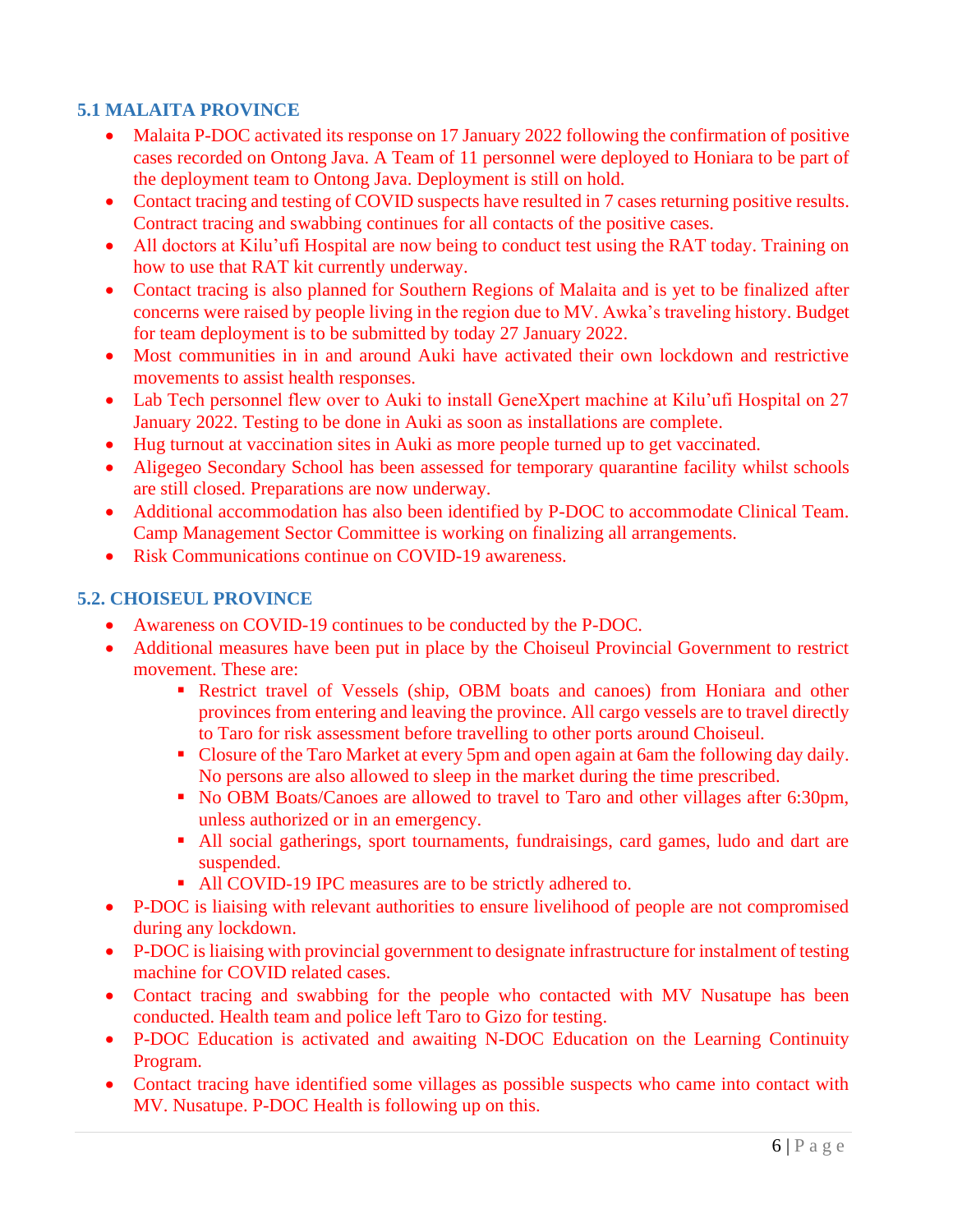### 5.1 MALAITA PROVINCE

- Malaita P-DOC activated its response on 17 January 2022 following the confirmation of positive cases recorded on Ontong Java. A Team of 11 personnel were deployed to Honiara to be part of the deployment team to Ontong Java. Deployment is still on hold.
- Contact tracing and testing of COVID suspects have resulted in 7 cases returning positive results. Contract tracing and swabbing continues for all contacts of the positive cases.
- All doctors at Kilu'ufi Hospital are now being to conduct test using the RAT today. Training on how to use that RAT kit currently underway.
- Contact tracing is also planned for Southern Regions of Malaita and is yet to be finalized after concerns were raised by people living in the region due to MV. Awka's traveling history. Budget for team deployment is to be submitted by today 27 January 2022.
- Most communities in in and around Auki have activated their own lockdown and restrictive movements to assist health responses.
- Lab Tech personnel flew over to Auki to install GeneXpert machine at Kilu'ufi Hospital on 27 January 2022. Testing to be done in Auki as soon as installations are complete.
- Hug turnout at vaccination sites in Auki as more people turned up to get vaccinated.
- Aligegeo Secondary School has been assessed for temporary quarantine facility whilst schools are still closed. Preparations are now underway.
- Additional accommodation has also been identified by P-DOC to accommodate Clinical Team. Camp Management Sector Committee is working on finalizing all arrangements.
- Risk Communications continue on COVID-19 awareness.

### 5.2. CHOISEUL PROVINCE

- Awareness on COVID-19 continues to be conducted by the P-DOC.
- Additional measures have been put in place by the Choiseul Provincial Government to restrict movement. These are:
  - Restrict travel of Vessels (ship, OBM boats and canoes) from Honiara and other provinces from entering and leaving the province. All cargo vessels are to travel directly to Taro for risk assessment before travelling to other ports around Choiseul.
  - Closure of the Taro Market at every 5pm and open again at 6am the following day daily. No persons are also allowed to sleep in the market during the time prescribed.
  - No OBM Boats/Canoes are allowed to travel to Taro and other villages after 6:30pm, unless authorized or in an emergency.
  - All social gatherings, sport tournaments, fundraisings, card games, ludo and dart are suspended.
  - All COVID-19 IPC measures are to be strictly adhered to.
- P-DOC is liaising with relevant authorities to ensure livelihood of people are not compromised during any lockdown.
- P-DOC is liaising with provincial government to designate infrastructure for instalment of testing machine for COVID related cases.
- Contact tracing and swabbing for the people who contacted with MV Nusatupe has been conducted. Health team and police left Taro to Gizo for testing.
- P-DOC Education is activated and awaiting N-DOC Education on the Learning Continuity Program.
- Contact tracing have identified some villages as possible suspects who came into contact with MV. Nusatupe. P-DOC Health is following up on this.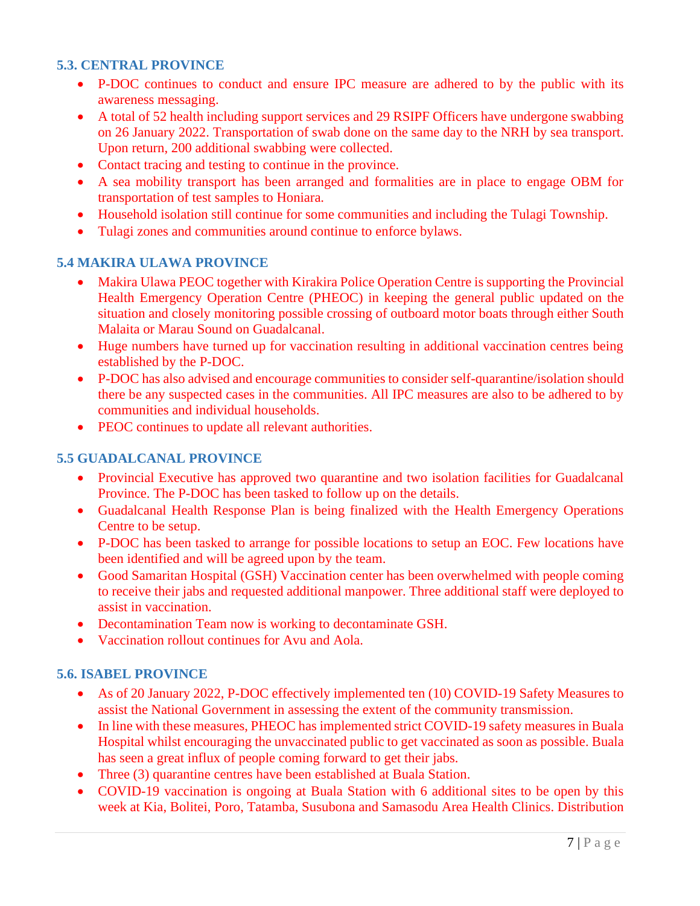### 5.3. CENTRAL PROVINCE

- P-DOC continues to conduct and ensure IPC measure are adhered to by the public with its awareness messaging.
- A total of 52 health including support services and 29 RSIPF Officers have undergone swabbing on 26 January 2022. Transportation of swab done on the same day to the NRH by sea transport. Upon return, 200 additional swabbing were collected.
- Contact tracing and testing to continue in the province.
- A sea mobility transport has been arranged and formalities are in place to engage OBM for transportation of test samples to Honiara.
- Household isolation still continue for some communities and including the Tulagi Township.
- Tulagi zones and communities around continue to enforce bylaws.

### 5.4 MAKIRA ULAWA PROVINCE

- Makira Ulawa PEOC together with Kirakira Police Operation Centre is supporting the Provincial Health Emergency Operation Centre (PHEOC) in keeping the general public updated on the situation and closely monitoring possible crossing of outboard motor boats through either South Malaita or Marau Sound on Guadalcanal.
- Huge numbers have turned up for vaccination resulting in additional vaccination centres being established by the P-DOC.
- P-DOC has also advised and encourage communities to consider self-quarantine/isolation should there be any suspected cases in the communities. All IPC measures are also to be adhered to by communities and individual households.
- PEOC continues to update all relevant authorities.

### 5.5 GUADALCANAL PROVINCE

- Provincial Executive has approved two quarantine and two isolation facilities for Guadalcanal Province. The P-DOC has been tasked to follow up on the details.
- Guadalcanal Health Response Plan is being finalized with the Health Emergency Operations Centre to be setup.
- P-DOC has been tasked to arrange for possible locations to setup an EOC. Few locations have been identified and will be agreed upon by the team.
- Good Samaritan Hospital (GSH) Vaccination center has been overwhelmed with people coming to receive their jabs and requested additional manpower. Three additional staff were deployed to assist in vaccination.
- Decontamination Team now is working to decontaminate GSH.
- Vaccination rollout continues for Avu and Aola.

### 5.6. ISABEL PROVINCE

- As of 20 January 2022, P-DOC effectively implemented ten (10) COVID-19 Safety Measures to assist the National Government in assessing the extent of the community transmission.
- In line with these measures, PHEOC has implemented strict COVID-19 safety measures in Buala Hospital whilst encouraging the unvaccinated public to get vaccinated as soon as possible. Buala has seen a great influx of people coming forward to get their jabs.
- Three (3) quarantine centres have been established at Buala Station.
- COVID-19 vaccination is ongoing at Buala Station with 6 additional sites to be open by this week at Kia, Bolitei, Poro, Tatamba, Susubona and Samasodu Area Health Clinics. Distribution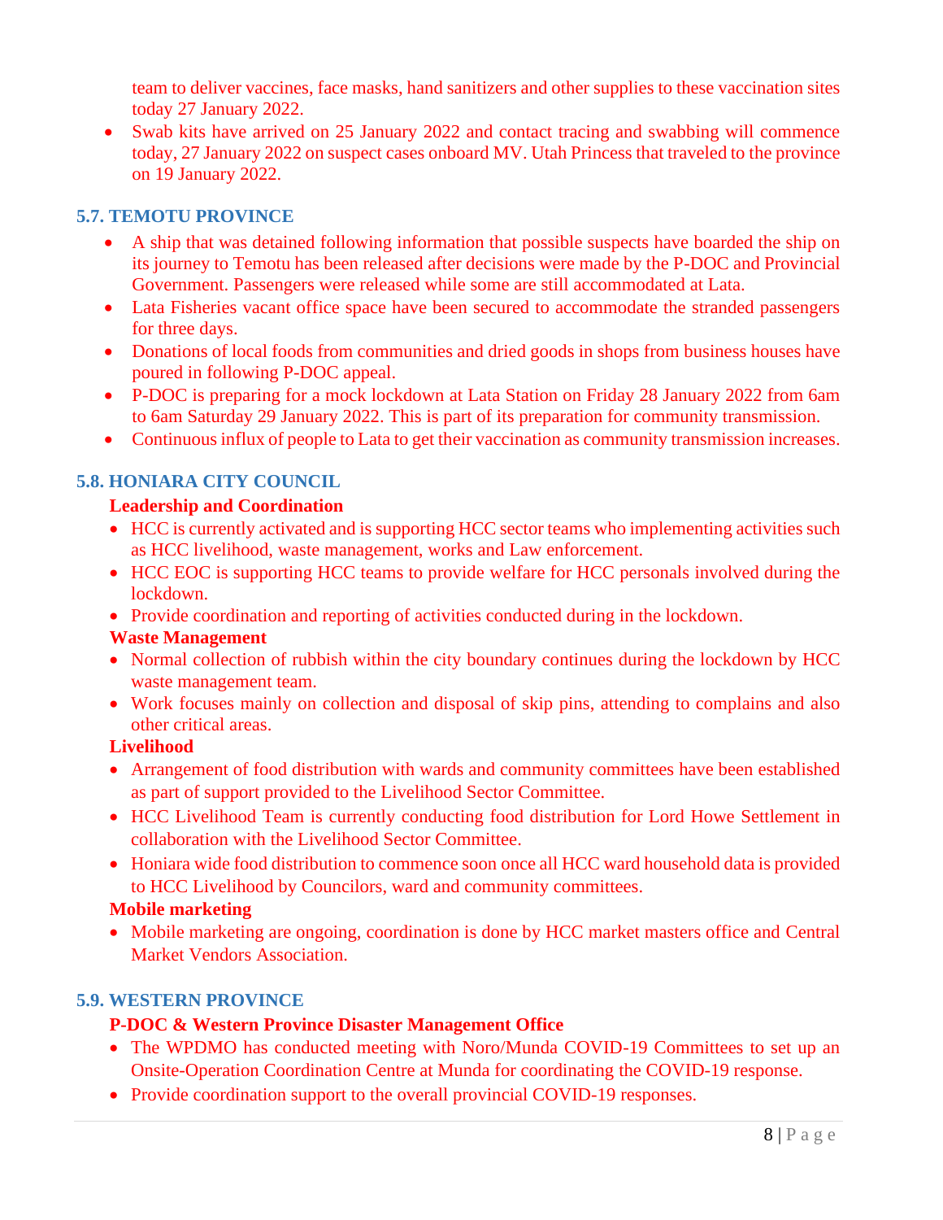team to deliver vaccines, face masks, hand sanitizers and other supplies to these vaccination sites today 27 January 2022.

- Swab kits have arrived on 25 January 2022 and contact tracing and swabbing will commence today, 27 January 2022 on suspect cases onboard MV. Utah Princess that traveled to the province on 19 January 2022.

### 5.7. TEMOTU PROVINCE

- A ship that was detained following information that possible suspects have boarded the ship on its journey to Temotu has been released after decisions were made by the P-DOC and Provincial Government. Passengers were released while some are still accommodated at Lata.
- Lata Fisheries vacant office space have been secured to accommodate the stranded passengers for three days.
- Donations of local foods from communities and dried goods in shops from business houses have poured in following P-DOC appeal.
- P-DOC is preparing for a mock lockdown at Lata Station on Friday 28 January 2022 from 6am to 6am Saturday 29 January 2022. This is part of its preparation for community transmission.
- Continuous influx of people to Lata to get their vaccination as community transmission increases.

### 5.8. HONIARA CITY COUNCIL

**Leadership and Coordination**

- HCC is currently activated and is supporting HCC sector teams who implementing activities such as HCC livelihood, waste management, works and Law enforcement.
- HCC EOC is supporting HCC teams to provide welfare for HCC personals involved during the lockdown.
- Provide coordination and reporting of activities conducted during in the lockdown.

**Waste Management**

- Normal collection of rubbish within the city boundary continues during the lockdown by HCC waste management team.
- Work focuses mainly on collection and disposal of skip pins, attending to complains and also other critical areas.

**Livelihood**

- Arrangement of food distribution with wards and community committees have been established as part of support provided to the Livelihood Sector Committee.
- HCC Livelihood Team is currently conducting food distribution for Lord Howe Settlement in collaboration with the Livelihood Sector Committee.
- Honiara wide food distribution to commence soon once all HCC ward household data is provided to HCC Livelihood by Councilors, ward and community committees.

**Mobile marketing**

- Mobile marketing are ongoing, coordination is done by HCC market masters office and Central Market Vendors Association.

### 5.9. WESTERN PROVINCE

**P-DOC & Western Province Disaster Management Office**

- The WPDMO has conducted meeting with Noro/Munda COVID-19 Committees to set up an Onsite-Operation Coordination Centre at Munda for coordinating the COVID-19 response.
- Provide coordination support to the overall provincial COVID-19 responses.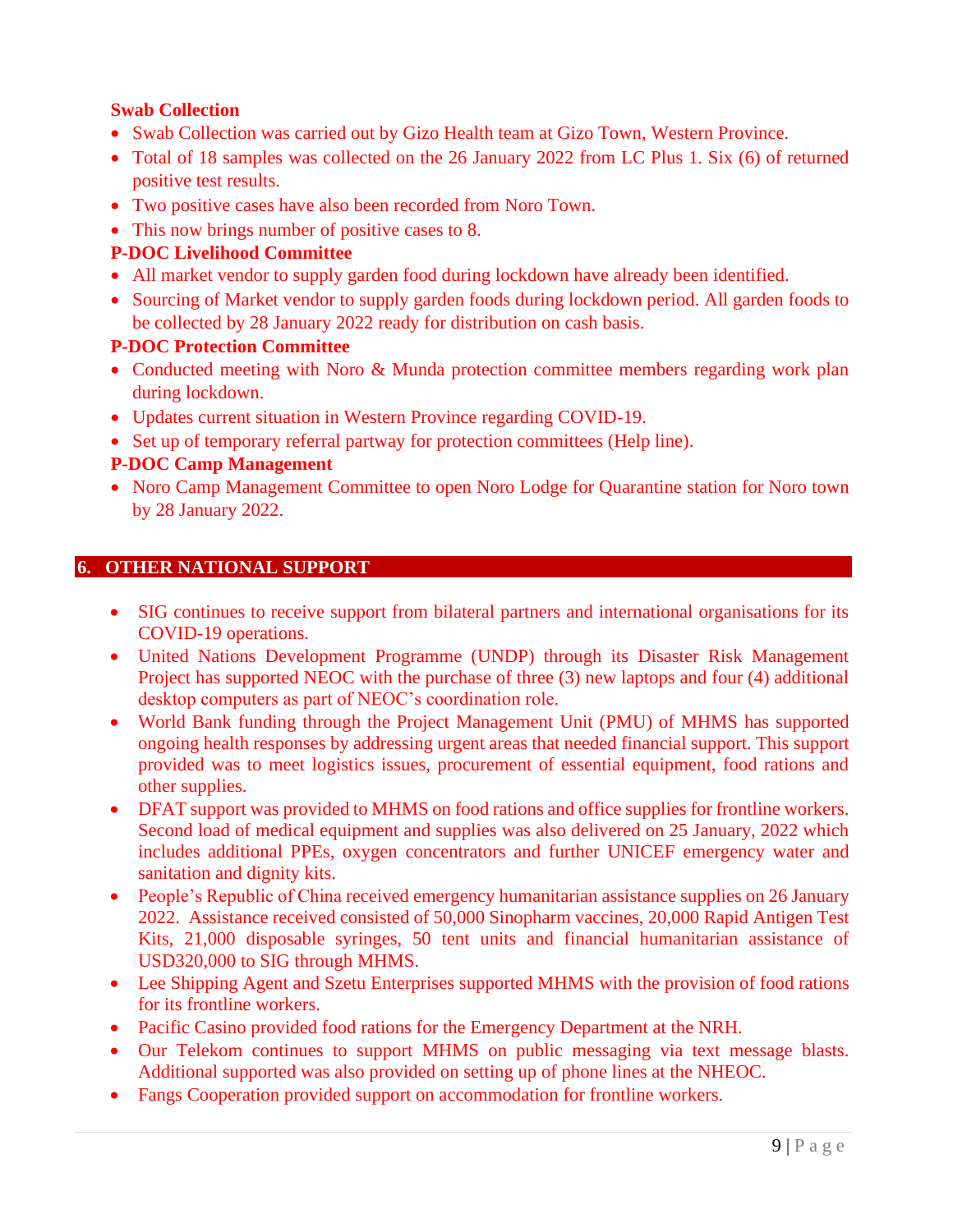**Swab Collection**

- Swab Collection was carried out by Gizo Health team at Gizo Town, Western Province.
- Total of 18 samples was collected on the 26 January 2022 from LC Plus 1. Six (6) of returned positive test results.
- Two positive cases have also been recorded from Noro Town.
- This now brings number of positive cases to 8.

**P-DOC Livelihood Committee**

- All market vendor to supply garden food during lockdown have already been identified.
- Sourcing of Market vendor to supply garden foods during lockdown period. All garden foods to be collected by 28 January 2022 ready for distribution on cash basis.

**P-DOC Protection Committee**

- Conducted meeting with Noro & Munda protection committee members regarding work plan during lockdown.
- Updates current situation in Western Province regarding COVID-19.
- Set up of temporary referral partway for protection committees (Help line).

**P-DOC Camp Management**

- Noro Camp Management Committee to open Noro Lodge for Quarantine station for Noro town by 28 January 2022.

## 6. OTHER NATIONAL SUPPORT

- SIG continues to receive support from bilateral partners and international organisations for its COVID-19 operations.
- United Nations Development Programme (UNDP) through its Disaster Risk Management Project has supported NEOC with the purchase of three (3) new laptops and four (4) additional desktop computers as part of NEOC's coordination role.
- World Bank funding through the Project Management Unit (PMU) of MHMS has supported ongoing health responses by addressing urgent areas that needed financial support. This support provided was to meet logistics issues, procurement of essential equipment, food rations and other supplies.
- DFAT support was provided to MHMS on food rations and office supplies for frontline workers. Second load of medical equipment and supplies was also delivered on 25 January, 2022 which includes additional PPEs, oxygen concentrators and further UNICEF emergency water and sanitation and dignity kits.
- People's Republic of China received emergency humanitarian assistance supplies on 26 January 2022. Assistance received consisted of 50,000 Sinopharm vaccines, 20,000 Rapid Antigen Test Kits, 21,000 disposable syringes, 50 tent units and financial humanitarian assistance of USD320,000 to SIG through MHMS.
- Lee Shipping Agent and Szetu Enterprises supported MHMS with the provision of food rations for its frontline workers.
- Pacific Casino provided food rations for the Emergency Department at the NRH.
- Our Telekom continues to support MHMS on public messaging via text message blasts. Additional supported was also provided on setting up of phone lines at the NHEOC.
- Fangs Cooperation provided support on accommodation for frontline workers.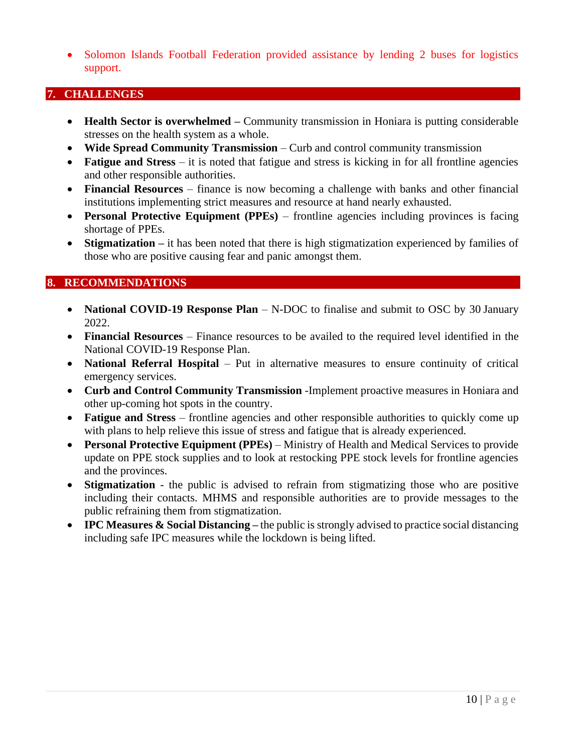- Solomon Islands Football Federation provided assistance by lending 2 buses for logistics support.

## 7. CHALLENGES

- **Health Sector is overwhelmed –** Community transmission in Honiara is putting considerable stresses on the health system as a whole.
- **Wide Spread Community Transmission** – Curb and control community transmission
- **Fatigue and Stress** – it is noted that fatigue and stress is kicking in for all frontline agencies and other responsible authorities.
- **Financial Resources** – finance is now becoming a challenge with banks and other financial institutions implementing strict measures and resource at hand nearly exhausted.
- **Personal Protective Equipment (PPEs)** – frontline agencies including provinces is facing shortage of PPEs.
- **Stigmatization –** it has been noted that there is high stigmatization experienced by families of those who are positive causing fear and panic amongst them.

## 8. RECOMMENDATIONS

- **National COVID-19 Response Plan** – N-DOC to finalise and submit to OSC by 30 January 2022.
- **Financial Resources** – Finance resources to be availed to the required level identified in the National COVID-19 Response Plan.
- **National Referral Hospital** – Put in alternative measures to ensure continuity of critical emergency services.
- **Curb and Control Community Transmission** -Implement proactive measures in Honiara and other up-coming hot spots in the country.
- **Fatigue and Stress** – frontline agencies and other responsible authorities to quickly come up with plans to help relieve this issue of stress and fatigue that is already experienced.
- **Personal Protective Equipment (PPEs)** – Ministry of Health and Medical Services to provide update on PPE stock supplies and to look at restocking PPE stock levels for frontline agencies and the provinces.
- **Stigmatization** - the public is advised to refrain from stigmatizing those who are positive including their contacts. MHMS and responsible authorities are to provide messages to the public refraining them from stigmatization.
- **IPC Measures & Social Distancing –** the public is strongly advised to practice social distancing including safe IPC measures while the lockdown is being lifted.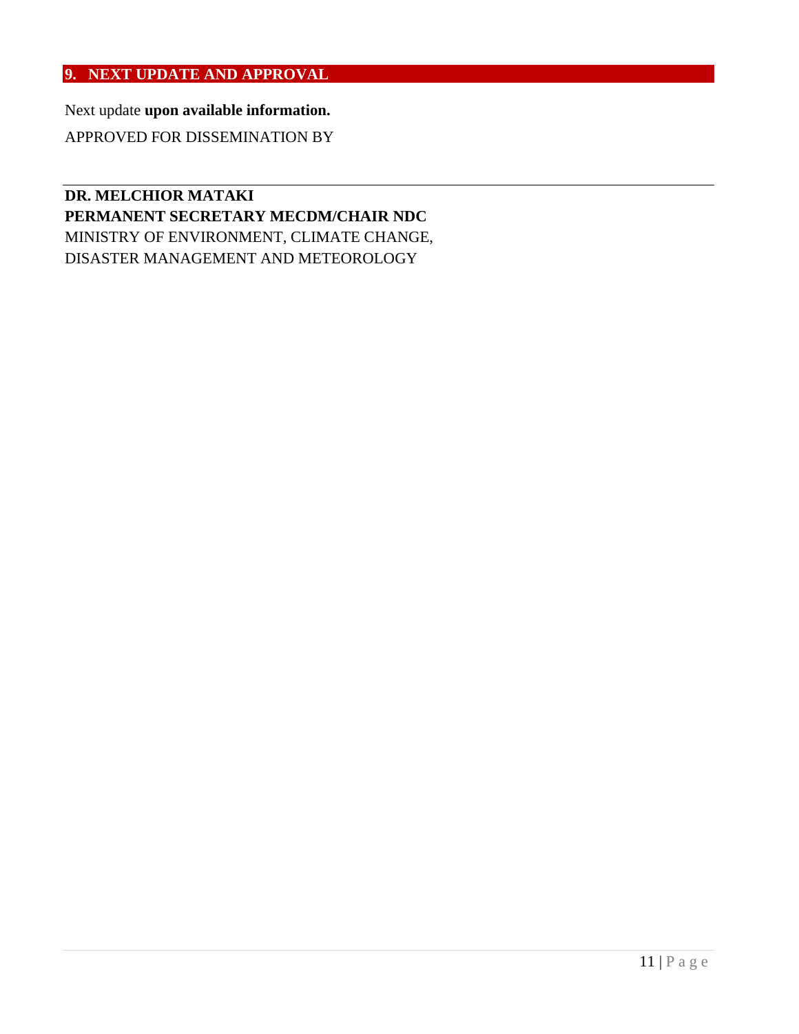## 9. NEXT UPDATE AND APPROVAL

Next update **upon available information.**

APPROVED FOR DISSEMINATION BY

---

**DR. MELCHIOR MATAKI**
**PERMANENT SECRETARY MECDM/CHAIR NDC**
MINISTRY OF ENVIRONMENT, CLIMATE CHANGE,
DISASTER MANAGEMENT AND METEOROLOGY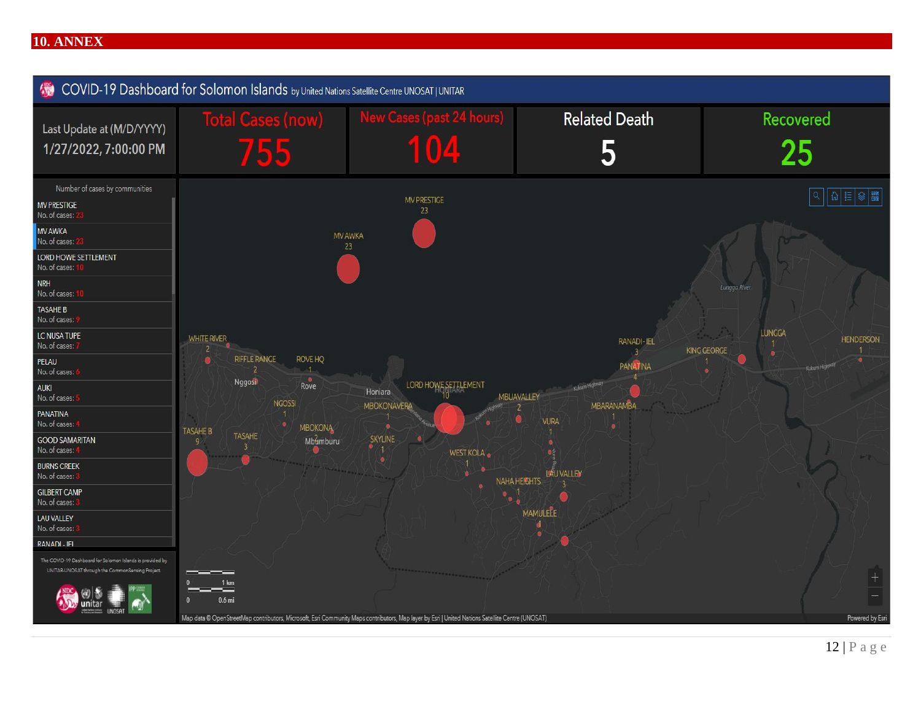## 10. ANNEX

**COVID-19 Dashboard for Solomon Islands** by United Nations Satellite Centre UNOSAT | UNITAR

| Last Update at (M/D/YYYY) | Total Cases (now) | New Cases (past 24 hours) | Related Death | Recovered |
|---|---|---|---|---|
| 1/27/2022, 7:00:00 PM | 755 | 104 | 5 | 25 |

Number of cases by communities

| Community | No. of cases |
|---|---|
| MV PRESTIGE | 23 |
| MV AWKA | 23 |
| LORD HOWE SETTLEMENT | 10 |
| NRH | 10 |
| TASAHE B | 9 |
| LC NUSA TUPE | 7 |
| PELAU | 6 |
| AUKI | 5 |
| PANATINA | 4 |
| GOOD SAMARITAN | 4 |
| BURNS CREEK | 3 |
| GILBERT CAMP | 3 |
| LAU VALLEY | 3 |
| RANADI - IEL | |

The COVID-19 Dashboard for Solomon Islands is provided by UNITAR-UNOSAT through the CommonSensing Project.

Map data © OpenStreetMap contributors, Microsoft, Esri Community Maps contributors, Map layer by Esri | United Nations Satellite Centre (UNOSAT)

Powered by Esri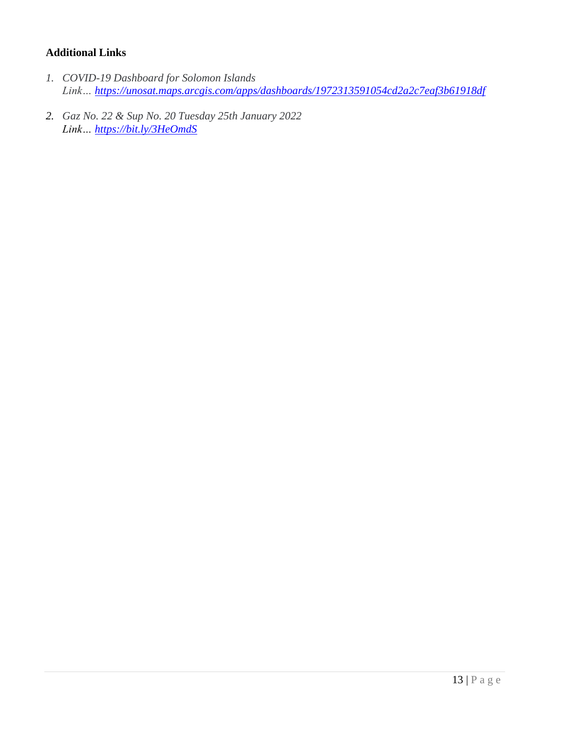**Additional Links**

1. *COVID-19 Dashboard for Solomon Islands*
   *Link… [https://unosat.maps.arcgis.com/apps/dashboards/1972313591054cd2a2c7eaf3b61918df](https://unosat.maps.arcgis.com/apps/dashboards/1972313591054cd2a2c7eaf3b61918df)*

2. *Gaz No. 22 & Sup No. 20 Tuesday 25th January 2022*
   *Link… [https://bit.ly/3HeOmdS](https://bit.ly/3HeOmdS)*